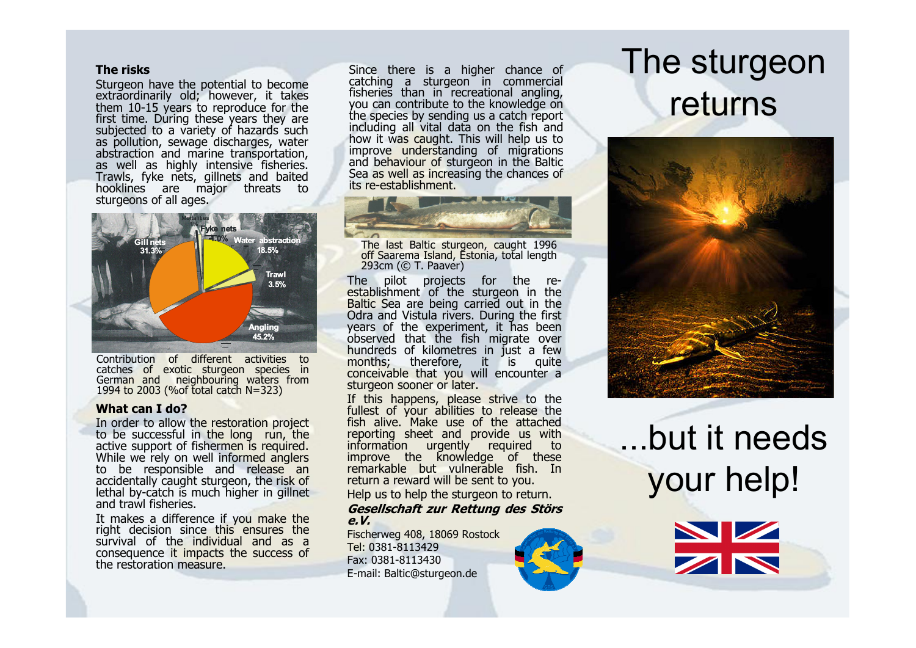# The sturgeon returns

...but it needs your help!

### The risks

Sturgeon have the potential to become extraordinarily old; however, it takes them 10-15 years to reproduce for the first time. During these years they are subjected to a variety of hazards such as pollution, sewage discharges, water abstraction and marine transportation, as well as highly intensive fisheries. Trawls, fyke nets, gillnets and baited hooklines are major threats to sturgeons of all ages.

Contribution of different activities to catches of exotic sturgeon species in German and neighbouring waters from 1994 to 2003 (%of total catch N=323)

### What can I do?

In order to allow the restoration project to be successful in the long run, the active support of fishermen is required. While we rely on well informed anglers to be responsible and release an accidentally caught sturgeon, the risk of lethal by-catch is much higher in gillnet and trawl fisheries.

It makes a difference if you make the right decision since this ensures the survival of the individual and as a consequence it impacts the success of the restoration measure.

Since there is a higher chance of catching a sturgeon in commercial fisheries than in recreational angling, you can contribute to the knowledge on the species by sending us a catch report including all vital data on the fish and how it was caught. This will help us to improve understanding of migrations and behaviour of sturgeon in the Baltic Sea as well as increasing the chances of its re-establishment.

The last Baltic sturgeon, caught 1996 off Saarema Island, Estonia, total length 293cm (© T. Paaver)

The pilot projects for the re-establishment of the sturgeon in the Baltic Sea are being carried out in the Odra and Vistula rivers. During the first years of the experiment, it has been observed that the fish migrate over hundreds of kilometres in just a few months; therefore, it is quite conceivable that you will encounter a sturgeon sooner or later.

If this happens, please strive to the fullest of your abilities to release the fish alive. Make use of the attached reporting sheet and provide us with information urgently required to improve the knowledge of these remarkable but vulnerable fish. In return a reward will be sent to you.

Help us to help the sturgeon to return.

***Gesellschaft zur Rettung des Störs e.V.***

Fischerweg 408, 18069 Rostock
Tel: 0381-8113429
Fax: 0381-8113430
E-mail: Baltic@sturgeon.de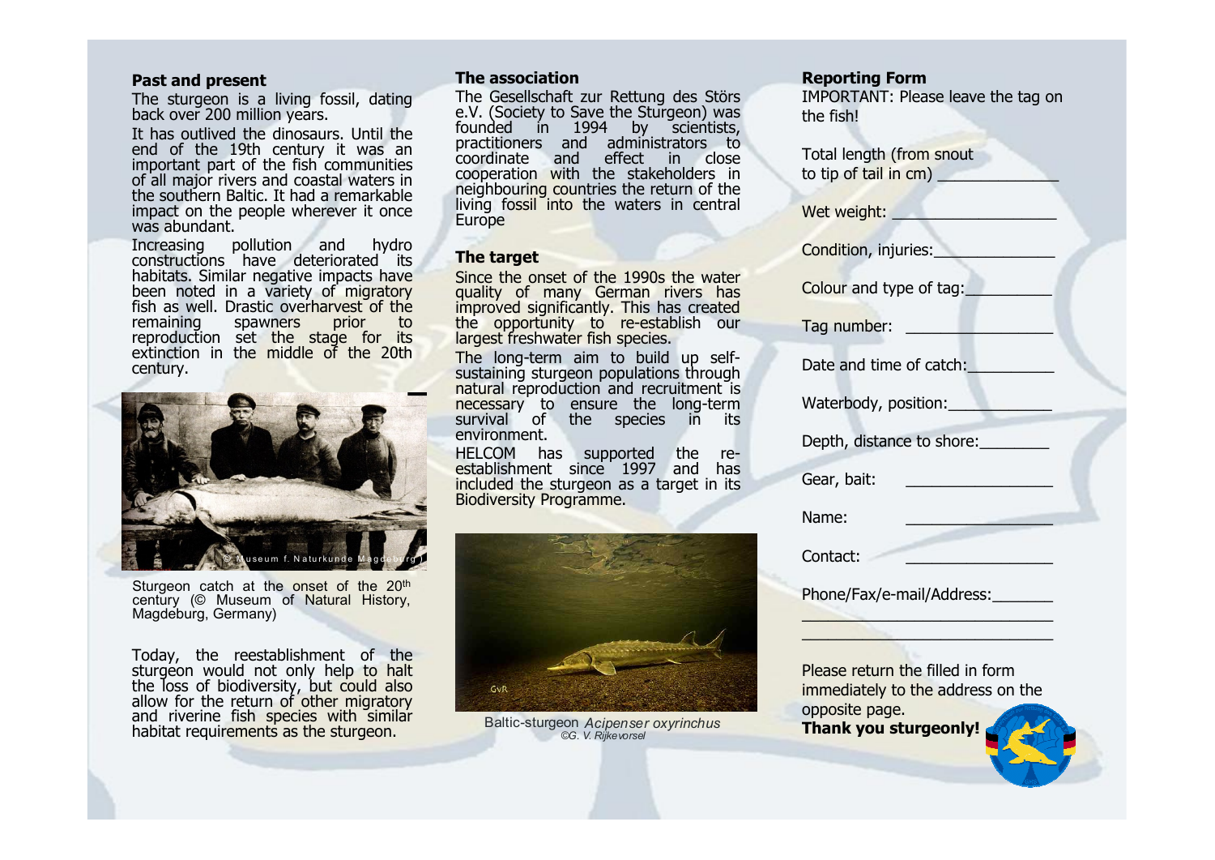## Past and present

The sturgeon is a living fossil, dating back over 200 million years.

It has outlived the dinosaurs. Until the end of the 19th century it was an important part of the fish communities of all major rivers and coastal waters in the southern Baltic. It had a remarkable impact on the people wherever it once was abundant.

Increasing pollution and hydro constructions have deteriorated its habitats. Similar negative impacts have been noted in a variety of migratory fish as well. Drastic overharvest of the remaining spawners prior to reproduction set the stage for its extinction in the middle of the 20th century.

Sturgeon catch at the onset of the 20th century (© Museum of Natural History, Magdeburg, Germany)

Today, the reestablishment of the sturgeon would not only help to halt the loss of biodiversity, but could also allow for the return of other migratory and riverine fish species with similar habitat requirements as the sturgeon.

## The association

The Gesellschaft zur Rettung des Störs e.V. (Society to Save the Sturgeon) was founded in 1994 by scientists, practitioners and administrators to coordinate and effect in close cooperation with the stakeholders in neighbouring countries the return of the living fossil into the waters in central Europe

## The target

Since the onset of the 1990s the water quality of many German rivers has improved significantly. This has created the opportunity to re-establish our largest freshwater fish species.

The long-term aim to build up self-sustaining sturgeon populations through natural reproduction and recruitment is necessary to ensure the long-term survival of the species in its environment.

HELCOM has supported the re-establishment since 1997 and has included the sturgeon as a target in its Biodiversity Programme.

Baltic-sturgeon *Acipenser oxyrinchus*
*©G. V. Rijkevorsel*

## Reporting Form

IMPORTANT: Please leave the tag on the fish!

Total length (from snout to tip of tail in cm) ______________

Wet weight: ___________________

Condition, injuries: ______________

Colour and type of tag: _________

Tag number: _________________

Date and time of catch: _________

Waterbody, position: ____________

Depth, distance to shore: ________

Gear, bait: _________________

Name: _________________

Contact: _________________

Phone/Fax/e-mail/Address: _______

______________________________

______________________________

Please return the filled in form immediately to the address on the opposite page.

**Thank you sturgeonly!**